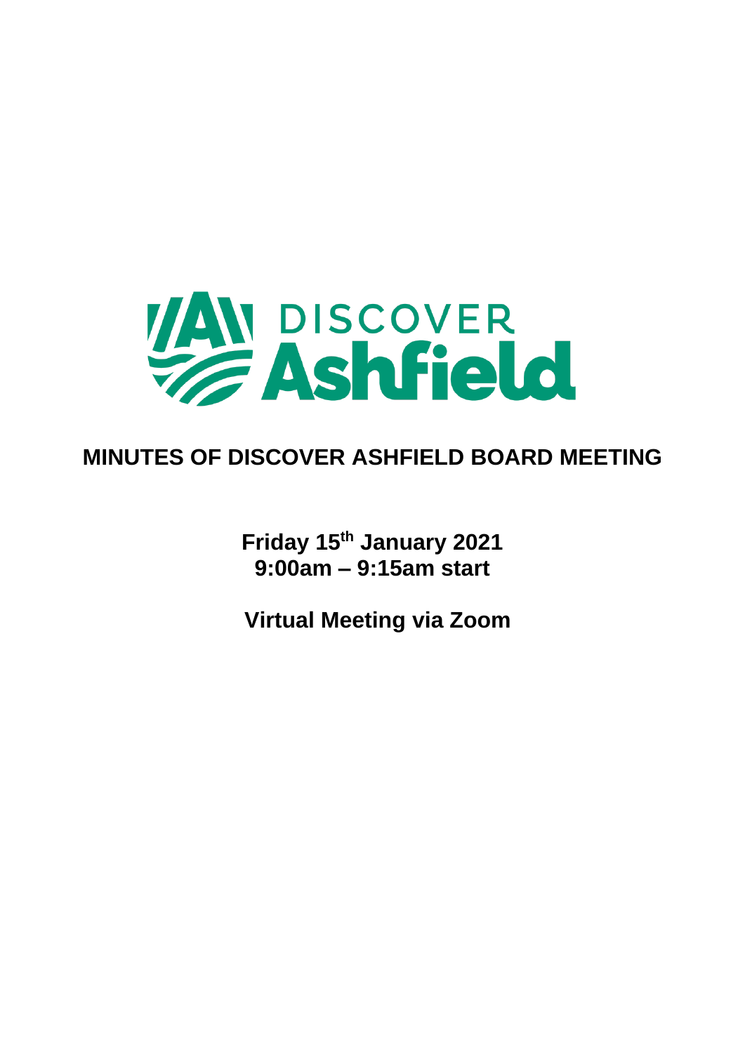DISCOVER Ashfield

# MINUTES OF DISCOVER ASHFIELD BOARD MEETING

**Friday 15th January 2021**
**9:00am – 9:15am start**

**Virtual Meeting via Zoom**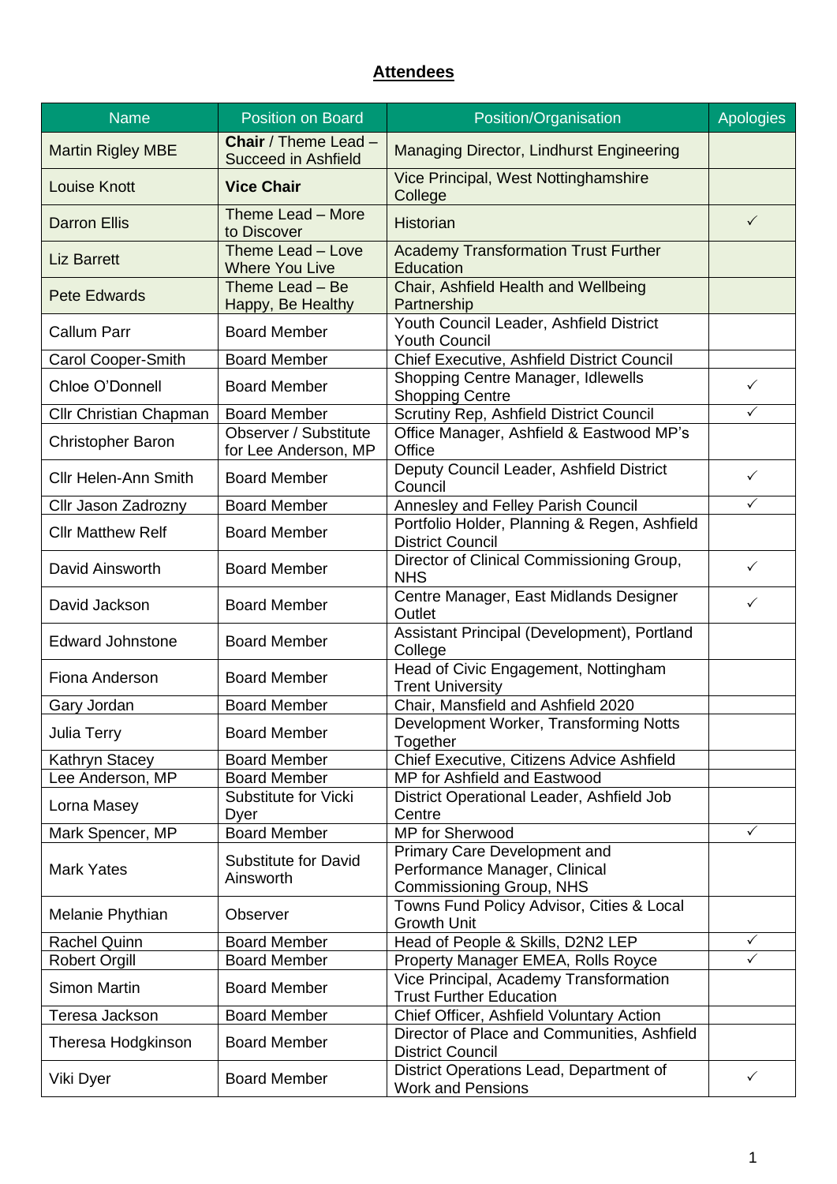## **Attendees**

| Name | Position on Board | Position/Organisation | Apologies |
|---|---|---|---|
| Martin Rigley MBE | **Chair** / Theme Lead – Succeed in Ashfield | Managing Director, Lindhurst Engineering | |
| Louise Knott | **Vice Chair** | Vice Principal, West Nottinghamshire College | |
| Darron Ellis | Theme Lead – More to Discover | Historian | ✓ |
| Liz Barrett | Theme Lead – Love Where You Live | Academy Transformation Trust Further Education | |
| Pete Edwards | Theme Lead – Be Happy, Be Healthy | Chair, Ashfield Health and Wellbeing Partnership | |
| Callum Parr | Board Member | Youth Council Leader, Ashfield District Youth Council | |
| Carol Cooper-Smith | Board Member | Chief Executive, Ashfield District Council | |
| Chloe O'Donnell | Board Member | Shopping Centre Manager, Idlewells Shopping Centre | ✓ |
| Cllr Christian Chapman | Board Member | Scrutiny Rep, Ashfield District Council | ✓ |
| Christopher Baron | Observer / Substitute for Lee Anderson, MP | Office Manager, Ashfield & Eastwood MP's Office | |
| Cllr Helen-Ann Smith | Board Member | Deputy Council Leader, Ashfield District Council | ✓ |
| Cllr Jason Zadrozny | Board Member | Annesley and Felley Parish Council | ✓ |
| Cllr Matthew Relf | Board Member | Portfolio Holder, Planning & Regen, Ashfield District Council | |
| David Ainsworth | Board Member | Director of Clinical Commissioning Group, NHS | ✓ |
| David Jackson | Board Member | Centre Manager, East Midlands Designer Outlet | ✓ |
| Edward Johnstone | Board Member | Assistant Principal (Development), Portland College | |
| Fiona Anderson | Board Member | Head of Civic Engagement, Nottingham Trent University | |
| Gary Jordan | Board Member | Chair, Mansfield and Ashfield 2020 | |
| Julia Terry | Board Member | Development Worker, Transforming Notts Together | |
| Kathryn Stacey | Board Member | Chief Executive, Citizens Advice Ashfield | |
| Lee Anderson, MP | Board Member | MP for Ashfield and Eastwood | |
| Lorna Masey | Substitute for Vicki Dyer | District Operational Leader, Ashfield Job Centre | |
| Mark Spencer, MP | Board Member | MP for Sherwood | ✓ |
| Mark Yates | Substitute for David Ainsworth | Primary Care Development and Performance Manager, Clinical Commissioning Group, NHS | |
| Melanie Phythian | Observer | Towns Fund Policy Advisor, Cities & Local Growth Unit | |
| Rachel Quinn | Board Member | Head of People & Skills, D2N2 LEP | ✓ |
| Robert Orgill | Board Member | Property Manager EMEA, Rolls Royce | ✓ |
| Simon Martin | Board Member | Vice Principal, Academy Transformation Trust Further Education | |
| Teresa Jackson | Board Member | Chief Officer, Ashfield Voluntary Action | |
| Theresa Hodgkinson | Board Member | Director of Place and Communities, Ashfield District Council | |
| Viki Dyer | Board Member | District Operations Lead, Department of Work and Pensions | ✓ |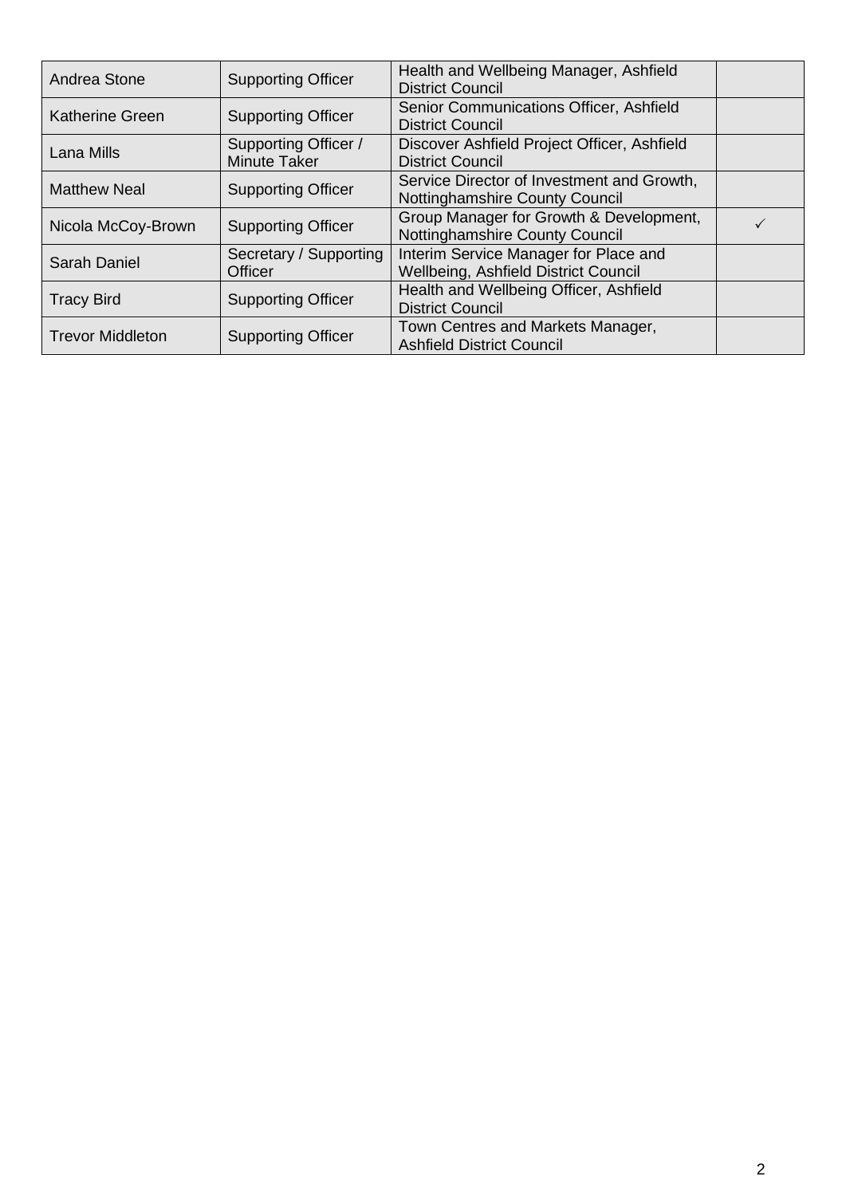| | | | |
|---|---|---|---|
| Andrea Stone | Supporting Officer | Health and Wellbeing Manager, Ashfield District Council | |
| Katherine Green | Supporting Officer | Senior Communications Officer, Ashfield District Council | |
| Lana Mills | Supporting Officer / Minute Taker | Discover Ashfield Project Officer, Ashfield District Council | |
| Matthew Neal | Supporting Officer | Service Director of Investment and Growth, Nottinghamshire County Council | |
| Nicola McCoy-Brown | Supporting Officer | Group Manager for Growth & Development, Nottinghamshire County Council | ✓ |
| Sarah Daniel | Secretary / Supporting Officer | Interim Service Manager for Place and Wellbeing, Ashfield District Council | |
| Tracy Bird | Supporting Officer | Health and Wellbeing Officer, Ashfield District Council | |
| Trevor Middleton | Supporting Officer | Town Centres and Markets Manager, Ashfield District Council | |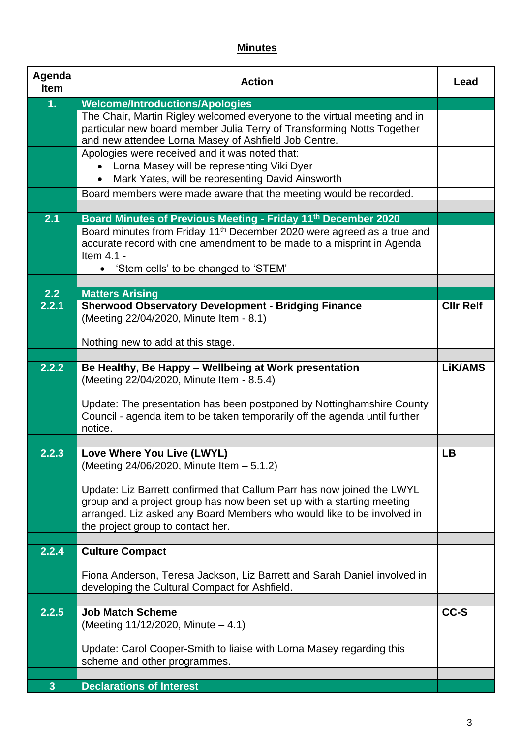## Minutes

| Agenda Item | Action | Lead |
|---|---|---|
| **1.** | **Welcome/Introductions/Apologies** | |
| | The Chair, Martin Rigley welcomed everyone to the virtual meeting and in particular new board member Julia Terry of Transforming Notts Together and new attendee Lorna Masey of Ashfield Job Centre. | |
| | Apologies were received and it was noted that:<br>• Lorna Masey will be representing Viki Dyer<br>• Mark Yates, will be representing David Ainsworth | |
| | Board members were made aware that the meeting would be recorded. | |
| | | |
| **2.1** | **Board Minutes of Previous Meeting - Friday 11th December 2020** | |
| | Board minutes from Friday 11th December 2020 were agreed as a true and accurate record with one amendment to be made to a misprint in Agenda Item 4.1 -<br>• 'Stem cells' to be changed to 'STEM' | |
| | | |
| **2.2** | **Matters Arising** | |
| **2.2.1** | **Sherwood Observatory Development - Bridging Finance**<br>(Meeting 22/04/2020, Minute Item - 8.1)<br><br>Nothing new to add at this stage. | **Cllr Relf** |
| | | |
| **2.2.2** | **Be Healthy, Be Happy – Wellbeing at Work presentation**<br>(Meeting 22/04/2020, Minute Item - 8.5.4)<br><br>Update: The presentation has been postponed by Nottinghamshire County Council - agenda item to be taken temporarily off the agenda until further notice. | **LiK/AMS** |
| | | |
| **2.2.3** | **Love Where You Live (LWYL)**<br>(Meeting 24/06/2020, Minute Item – 5.1.2)<br><br>Update: Liz Barrett confirmed that Callum Parr has now joined the LWYL group and a project group has now been set up with a starting meeting arranged. Liz asked any Board Members who would like to be involved in the project group to contact her. | **LB** |
| | | |
| **2.2.4** | **Culture Compact**<br><br>Fiona Anderson, Teresa Jackson, Liz Barrett and Sarah Daniel involved in developing the Cultural Compact for Ashfield. | |
| | | |
| **2.2.5** | **Job Match Scheme**<br>(Meeting 11/12/2020, Minute – 4.1)<br><br>Update: Carol Cooper-Smith to liaise with Lorna Masey regarding this scheme and other programmes. | **CC-S** |
| | | |
| **3** | **Declarations of Interest** | |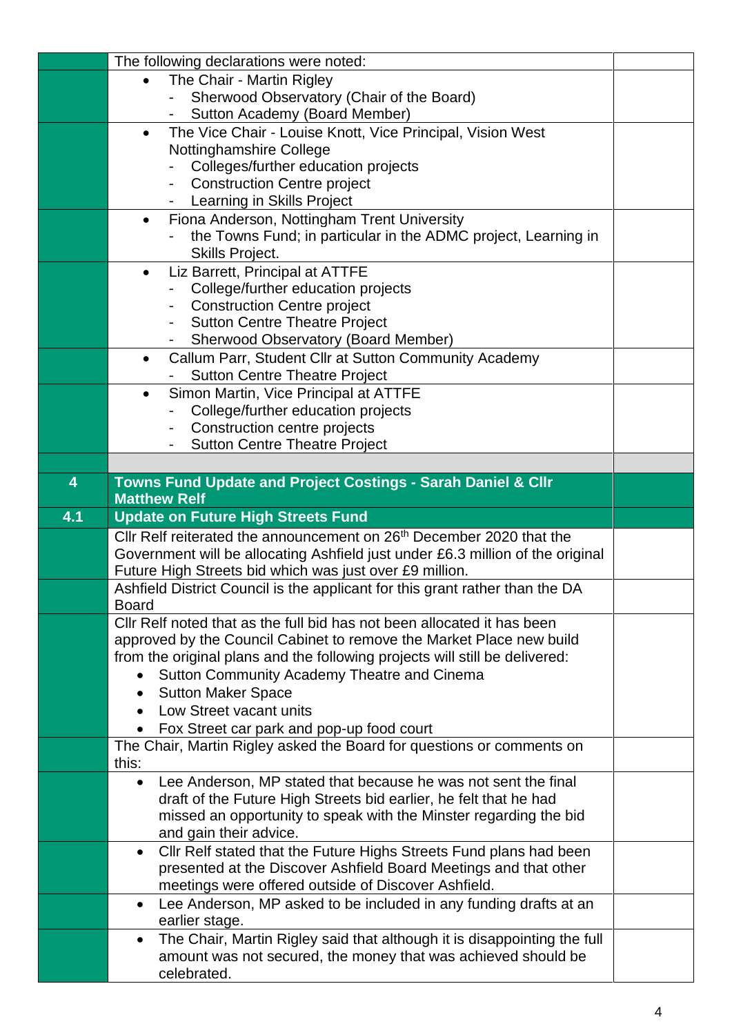| | | |
|---|---|---|
| | The following declarations were noted: | |
| | • The Chair - Martin Rigley<br>- Sherwood Observatory (Chair of the Board)<br>- Sutton Academy (Board Member) | |
| | • The Vice Chair - Louise Knott, Vice Principal, Vision West Nottinghamshire College<br>- Colleges/further education projects<br>- Construction Centre project<br>- Learning in Skills Project | |
| | • Fiona Anderson, Nottingham Trent University<br>- the Towns Fund; in particular in the ADMC project, Learning in Skills Project. | |
| | • Liz Barrett, Principal at ATTFE<br>- College/further education projects<br>- Construction Centre project<br>- Sutton Centre Theatre Project<br>- Sherwood Observatory (Board Member) | |
| | • Callum Parr, Student Cllr at Sutton Community Academy<br>- Sutton Centre Theatre Project | |
| | • Simon Martin, Vice Principal at ATTFE<br>- College/further education projects<br>- Construction centre projects<br>- Sutton Centre Theatre Project | |
| | | |
| **4** | **Towns Fund Update and Project Costings - Sarah Daniel & Cllr Matthew Relf** | |
| **4.1** | **Update on Future High Streets Fund** | |
| | Cllr Relf reiterated the announcement on 26th December 2020 that the Government will be allocating Ashfield just under £6.3 million of the original Future High Streets bid which was just over £9 million. | |
| | Ashfield District Council is the applicant for this grant rather than the DA Board | |
| | Cllr Relf noted that as the full bid has not been allocated it has been approved by the Council Cabinet to remove the Market Place new build from the original plans and the following projects will still be delivered:<br>• Sutton Community Academy Theatre and Cinema<br>• Sutton Maker Space<br>• Low Street vacant units<br>• Fox Street car park and pop-up food court | |
| | The Chair, Martin Rigley asked the Board for questions or comments on this: | |
| | • Lee Anderson, MP stated that because he was not sent the final draft of the Future High Streets bid earlier, he felt that he had missed an opportunity to speak with the Minster regarding the bid and gain their advice. | |
| | • Cllr Relf stated that the Future Highs Streets Fund plans had been presented at the Discover Ashfield Board Meetings and that other meetings were offered outside of Discover Ashfield. | |
| | • Lee Anderson, MP asked to be included in any funding drafts at an earlier stage. | |
| | • The Chair, Martin Rigley said that although it is disappointing the full amount was not secured, the money that was achieved should be celebrated. | |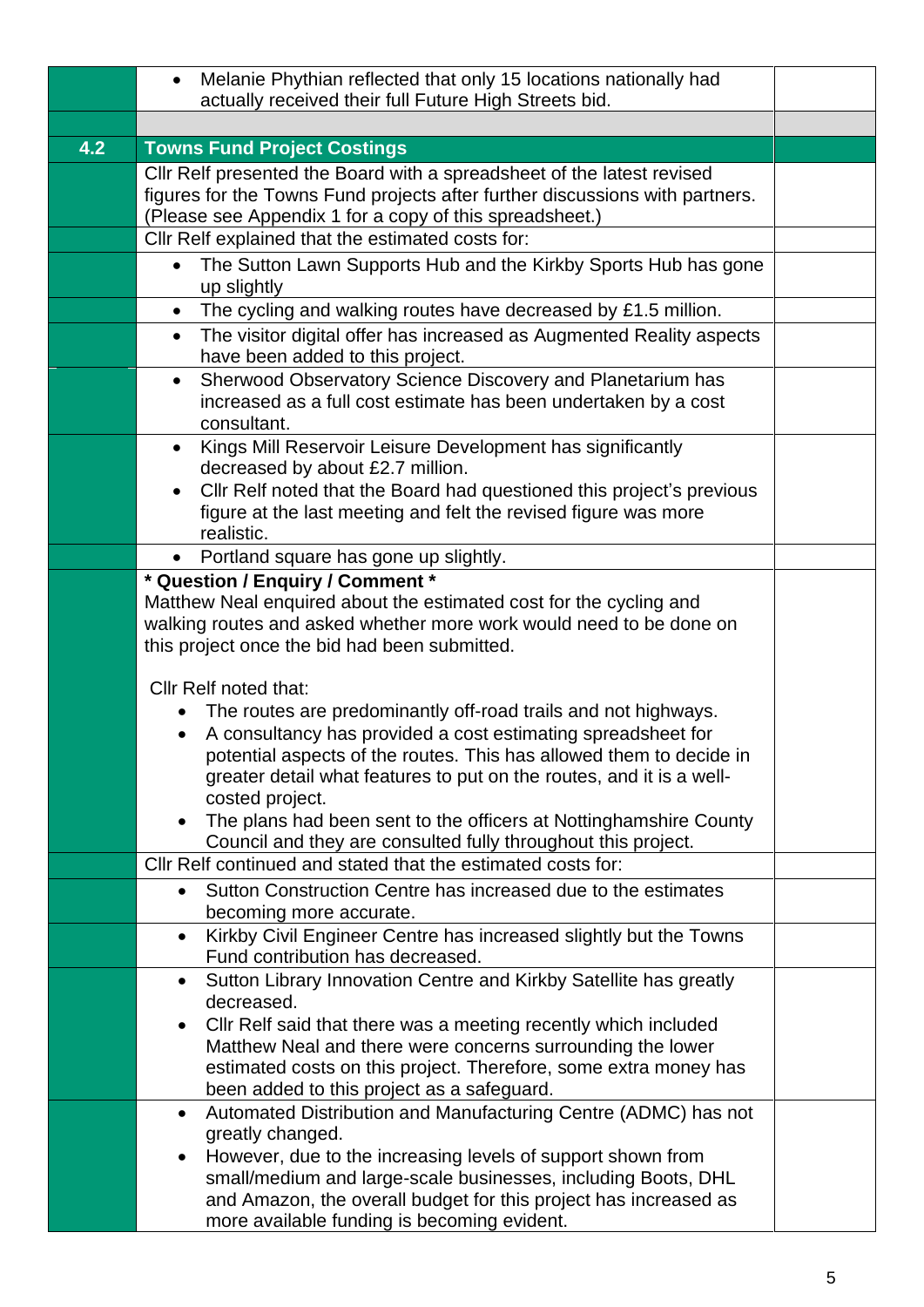| | | |
|---|---|---|
| | • Melanie Phythian reflected that only 15 locations nationally had actually received their full Future High Streets bid. | |
| | | |
| **4.2** | **Towns Fund Project Costings** | |
| | Cllr Relf presented the Board with a spreadsheet of the latest revised figures for the Towns Fund projects after further discussions with partners. (Please see Appendix 1 for a copy of this spreadsheet.) | |
| | Cllr Relf explained that the estimated costs for: | |
| | • The Sutton Lawn Supports Hub and the Kirkby Sports Hub has gone up slightly | |
| | • The cycling and walking routes have decreased by £1.5 million. | |
| | • The visitor digital offer has increased as Augmented Reality aspects have been added to this project. | |
| | • Sherwood Observatory Science Discovery and Planetarium has increased as a full cost estimate has been undertaken by a cost consultant. | |
| | • Kings Mill Reservoir Leisure Development has significantly decreased by about £2.7 million.<br>• Cllr Relf noted that the Board had questioned this project's previous figure at the last meeting and felt the revised figure was more realistic. | |
| | • Portland square has gone up slightly. | |
| | **\* Question / Enquiry / Comment \***<br>Matthew Neal enquired about the estimated cost for the cycling and walking routes and asked whether more work would need to be done on this project once the bid had been submitted.<br><br>Cllr Relf noted that:<br>• The routes are predominantly off-road trails and not highways.<br>• A consultancy has provided a cost estimating spreadsheet for potential aspects of the routes. This has allowed them to decide in greater detail what features to put on the routes, and it is a well-costed project.<br>• The plans had been sent to the officers at Nottinghamshire County Council and they are consulted fully throughout this project. | |
| | Cllr Relf continued and stated that the estimated costs for: | |
| | • Sutton Construction Centre has increased due to the estimates becoming more accurate. | |
| | • Kirkby Civil Engineer Centre has increased slightly but the Towns Fund contribution has decreased. | |
| | • Sutton Library Innovation Centre and Kirkby Satellite has greatly decreased.<br>• Cllr Relf said that there was a meeting recently which included Matthew Neal and there were concerns surrounding the lower estimated costs on this project. Therefore, some extra money has been added to this project as a safeguard. | |
| | • Automated Distribution and Manufacturing Centre (ADMC) has not greatly changed.<br>• However, due to the increasing levels of support shown from small/medium and large-scale businesses, including Boots, DHL and Amazon, the overall budget for this project has increased as more available funding is becoming evident. | |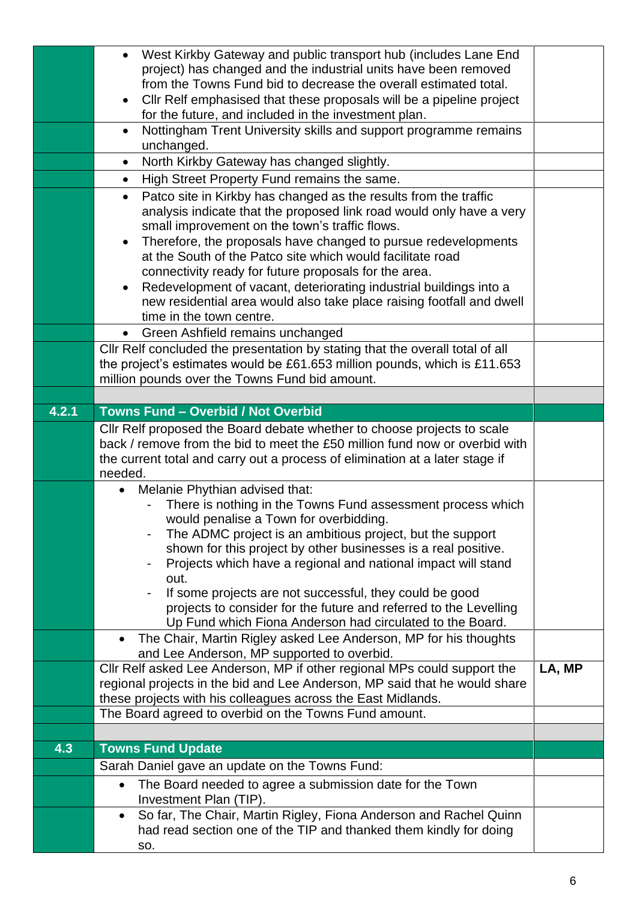| | | |
|---|---|---|
| | • West Kirkby Gateway and public transport hub (includes Lane End project) has changed and the industrial units have been removed from the Towns Fund bid to decrease the overall estimated total.<br>• Cllr Relf emphasised that these proposals will be a pipeline project for the future, and included in the investment plan. | |
| | • Nottingham Trent University skills and support programme remains unchanged. | |
| | • North Kirkby Gateway has changed slightly. | |
| | • High Street Property Fund remains the same. | |
| | • Patco site in Kirkby has changed as the results from the traffic analysis indicate that the proposed link road would only have a very small improvement on the town's traffic flows.<br>• Therefore, the proposals have changed to pursue redevelopments at the South of the Patco site which would facilitate road connectivity ready for future proposals for the area.<br>• Redevelopment of vacant, deteriorating industrial buildings into a new residential area would also take place raising footfall and dwell time in the town centre. | |
| | • Green Ashfield remains unchanged | |
| | Cllr Relf concluded the presentation by stating that the overall total of all the project's estimates would be £61.653 million pounds, which is £11.653 million pounds over the Towns Fund bid amount. | |
| | | |
| **4.2.1** | **Towns Fund – Overbid / Not Overbid** | |
| | Cllr Relf proposed the Board debate whether to choose projects to scale back / remove from the bid to meet the £50 million fund now or overbid with the current total and carry out a process of elimination at a later stage if needed. | |
| | • Melanie Phythian advised that:<br>- There is nothing in the Towns Fund assessment process which would penalise a Town for overbidding.<br>- The ADMC project is an ambitious project, but the support shown for this project by other businesses is a real positive.<br>- Projects which have a regional and national impact will stand out.<br>- If some projects are not successful, they could be good projects to consider for the future and referred to the Levelling Up Fund which Fiona Anderson had circulated to the Board. | |
| | • The Chair, Martin Rigley asked Lee Anderson, MP for his thoughts and Lee Anderson, MP supported to overbid. | |
| | Cllr Relf asked Lee Anderson, MP if other regional MPs could support the regional projects in the bid and Lee Anderson, MP said that he would share these projects with his colleagues across the East Midlands. | **LA, MP** |
| | The Board agreed to overbid on the Towns Fund amount. | |
| | | |
| **4.3** | **Towns Fund Update** | |
| | Sarah Daniel gave an update on the Towns Fund: | |
| | • The Board needed to agree a submission date for the Town Investment Plan (TIP). | |
| | • So far, The Chair, Martin Rigley, Fiona Anderson and Rachel Quinn had read section one of the TIP and thanked them kindly for doing so. | |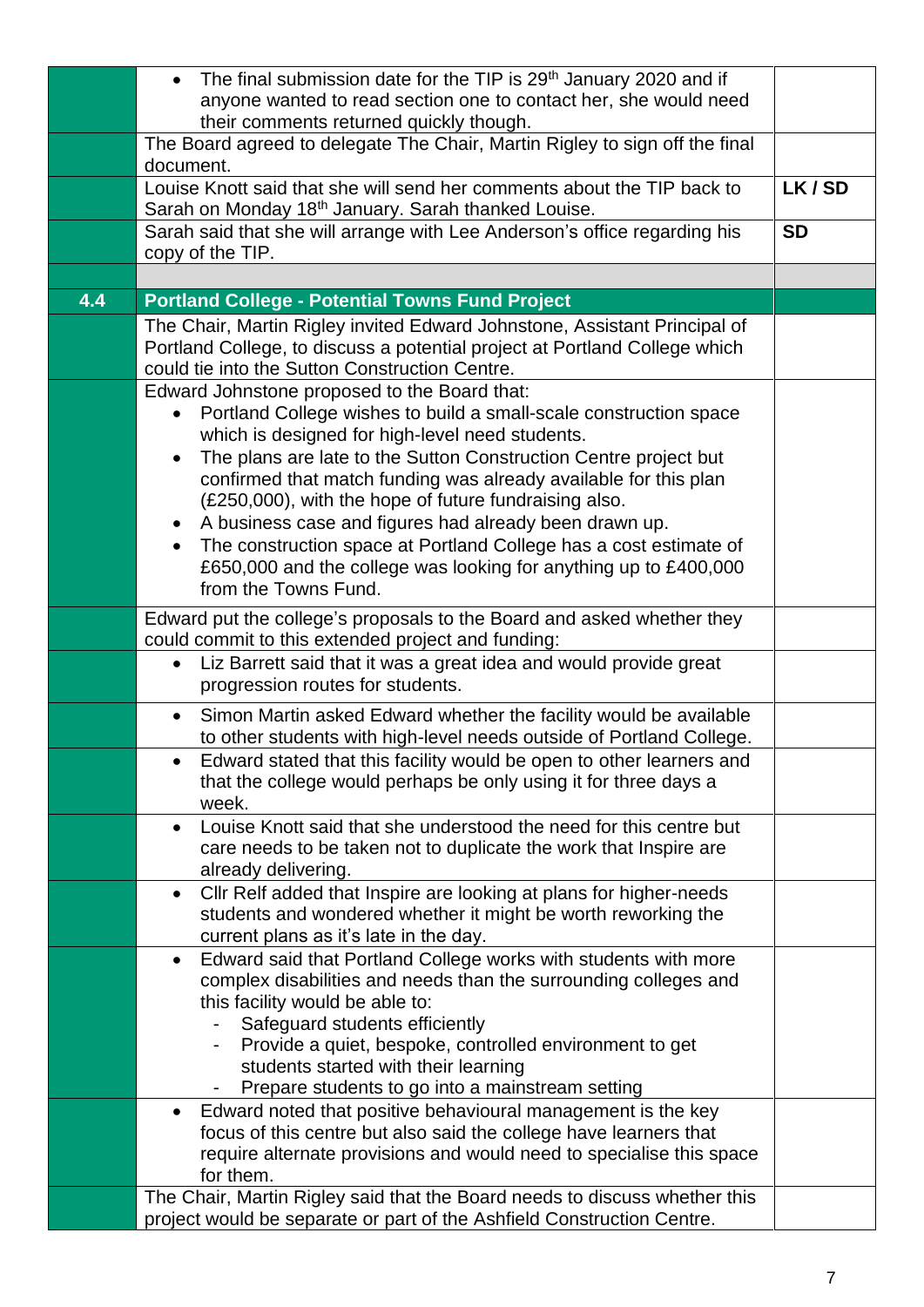| | | |
|---|---|---|
| | • The final submission date for the TIP is 29th January 2020 and if anyone wanted to read section one to contact her, she would need their comments returned quickly though. | |
| | The Board agreed to delegate The Chair, Martin Rigley to sign off the final document. | |
| | Louise Knott said that she will send her comments about the TIP back to Sarah on Monday 18th January. Sarah thanked Louise. | **LK / SD** |
| | Sarah said that she will arrange with Lee Anderson's office regarding his copy of the TIP. | **SD** |
| | | |
| **4.4** | **Portland College - Potential Towns Fund Project** | |
| | The Chair, Martin Rigley invited Edward Johnstone, Assistant Principal of Portland College, to discuss a potential project at Portland College which could tie into the Sutton Construction Centre. | |
| | Edward Johnstone proposed to the Board that: <br>• Portland College wishes to build a small-scale construction space which is designed for high-level need students. <br>• The plans are late to the Sutton Construction Centre project but confirmed that match funding was already available for this plan (£250,000), with the hope of future fundraising also. <br>• A business case and figures had already been drawn up. <br>• The construction space at Portland College has a cost estimate of £650,000 and the college was looking for anything up to £400,000 from the Towns Fund. | |
| | Edward put the college's proposals to the Board and asked whether they could commit to this extended project and funding: | |
| | • Liz Barrett said that it was a great idea and would provide great progression routes for students. | |
| | • Simon Martin asked Edward whether the facility would be available to other students with high-level needs outside of Portland College. | |
| | • Edward stated that this facility would be open to other learners and that the college would perhaps be only using it for three days a week. | |
| | • Louise Knott said that she understood the need for this centre but care needs to be taken not to duplicate the work that Inspire are already delivering. | |
| | • Cllr Relf added that Inspire are looking at plans for higher-needs students and wondered whether it might be worth reworking the current plans as it's late in the day. | |
| | • Edward said that Portland College works with students with more complex disabilities and needs than the surrounding colleges and this facility would be able to: <br>- Safeguard students efficiently <br>- Provide a quiet, bespoke, controlled environment to get students started with their learning <br>- Prepare students to go into a mainstream setting | |
| | • Edward noted that positive behavioural management is the key focus of this centre but also said the college have learners that require alternate provisions and would need to specialise this space for them. | |
| | The Chair, Martin Rigley said that the Board needs to discuss whether this project would be separate or part of the Ashfield Construction Centre. | |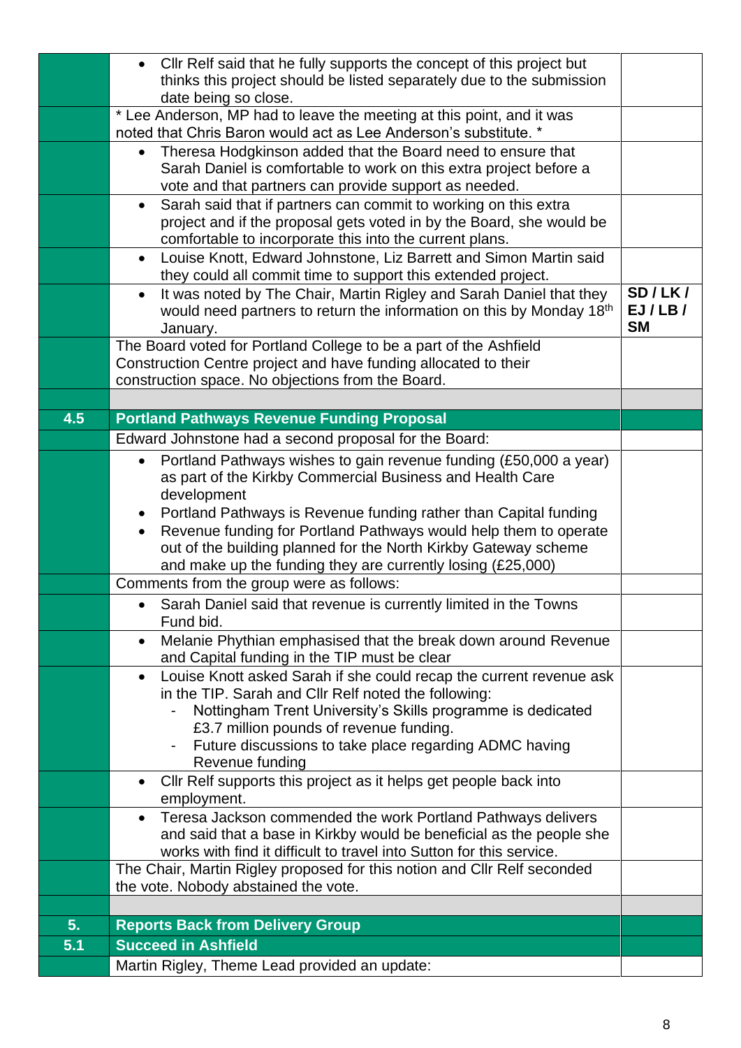| | | |
|---|---|---|
| | • Cllr Relf said that he fully supports the concept of this project but thinks this project should be listed separately due to the submission date being so close. | |
| | * Lee Anderson, MP had to leave the meeting at this point, and it was noted that Chris Baron would act as Lee Anderson's substitute. * | |
| | • Theresa Hodgkinson added that the Board need to ensure that Sarah Daniel is comfortable to work on this extra project before a vote and that partners can provide support as needed. | |
| | • Sarah said that if partners can commit to working on this extra project and if the proposal gets voted in by the Board, she would be comfortable to incorporate this into the current plans. | |
| | • Louise Knott, Edward Johnstone, Liz Barrett and Simon Martin said they could all commit time to support this extended project. | |
| | • It was noted by The Chair, Martin Rigley and Sarah Daniel that they would need partners to return the information on this by Monday 18th January. | **SD / LK / EJ / LB / SM** |
| | The Board voted for Portland College to be a part of the Ashfield Construction Centre project and have funding allocated to their construction space. No objections from the Board. | |
| | | |
| **4.5** | **Portland Pathways Revenue Funding Proposal** | |
| | Edward Johnstone had a second proposal for the Board: | |
| | • Portland Pathways wishes to gain revenue funding (£50,000 a year) as part of the Kirkby Commercial Business and Health Care development<br>• Portland Pathways is Revenue funding rather than Capital funding<br>• Revenue funding for Portland Pathways would help them to operate out of the building planned for the North Kirkby Gateway scheme and make up the funding they are currently losing (£25,000) | |
| | Comments from the group were as follows: | |
| | • Sarah Daniel said that revenue is currently limited in the Towns Fund bid. | |
| | • Melanie Phythian emphasised that the break down around Revenue and Capital funding in the TIP must be clear | |
| | • Louise Knott asked Sarah if she could recap the current revenue ask in the TIP. Sarah and Cllr Relf noted the following:<br>- Nottingham Trent University's Skills programme is dedicated £3.7 million pounds of revenue funding.<br>- Future discussions to take place regarding ADMC having Revenue funding | |
| | • Cllr Relf supports this project as it helps get people back into employment. | |
| | • Teresa Jackson commended the work Portland Pathways delivers and said that a base in Kirkby would be beneficial as the people she works with find it difficult to travel into Sutton for this service. | |
| | The Chair, Martin Rigley proposed for this notion and Cllr Relf seconded the vote. Nobody abstained the vote. | |
| | | |
| **5.** | **Reports Back from Delivery Group** | |
| **5.1** | **Succeed in Ashfield** | |
| | Martin Rigley, Theme Lead provided an update: | |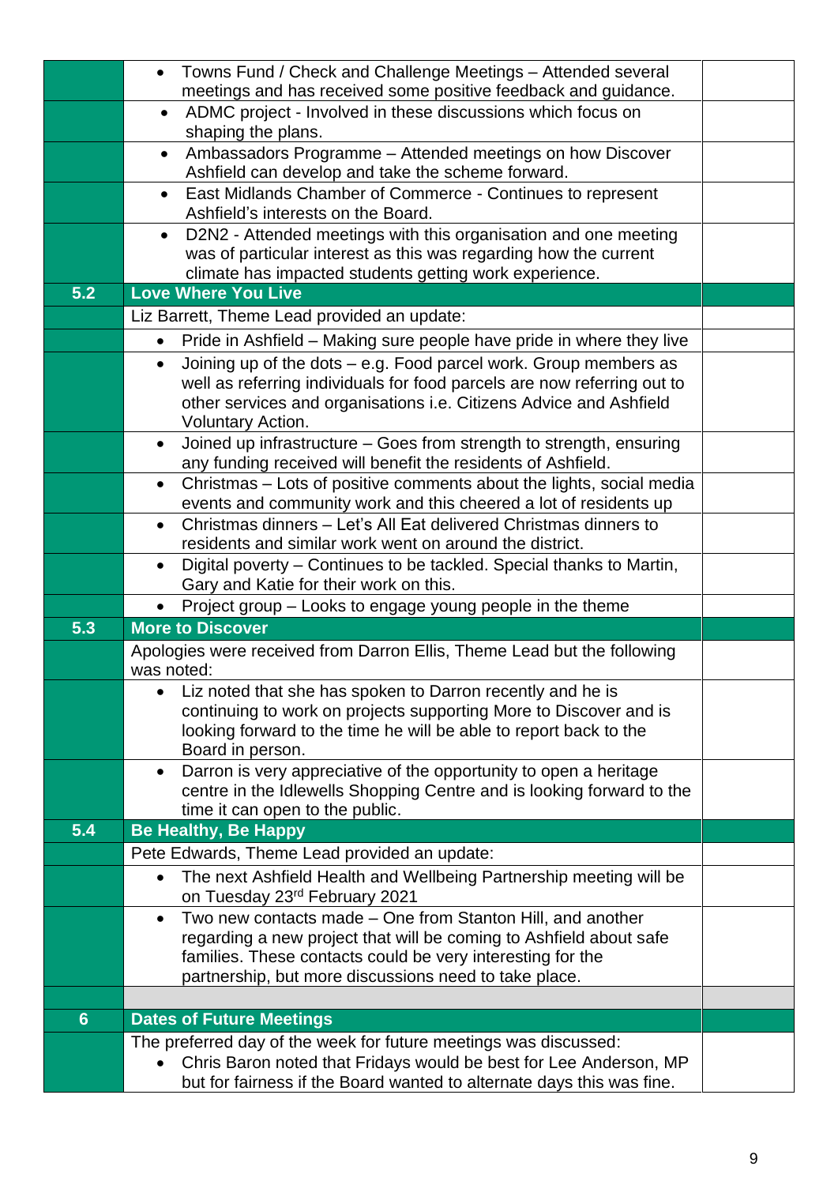| | | |
|---|---|---|
| | • Towns Fund / Check and Challenge Meetings – Attended several meetings and has received some positive feedback and guidance. | |
| | • ADMC project - Involved in these discussions which focus on shaping the plans. | |
| | • Ambassadors Programme – Attended meetings on how Discover Ashfield can develop and take the scheme forward. | |
| | • East Midlands Chamber of Commerce - Continues to represent Ashfield's interests on the Board. | |
| | • D2N2 - Attended meetings with this organisation and one meeting was of particular interest as this was regarding how the current climate has impacted students getting work experience. | |
| **5.2** | **Love Where You Live** | |
| | Liz Barrett, Theme Lead provided an update: | |
| | • Pride in Ashfield – Making sure people have pride in where they live | |
| | • Joining up of the dots – e.g. Food parcel work. Group members as well as referring individuals for food parcels are now referring out to other services and organisations i.e. Citizens Advice and Ashfield Voluntary Action. | |
| | • Joined up infrastructure – Goes from strength to strength, ensuring any funding received will benefit the residents of Ashfield. | |
| | • Christmas – Lots of positive comments about the lights, social media events and community work and this cheered a lot of residents up | |
| | • Christmas dinners – Let's All Eat delivered Christmas dinners to residents and similar work went on around the district. | |
| | • Digital poverty – Continues to be tackled. Special thanks to Martin, Gary and Katie for their work on this. | |
| | • Project group – Looks to engage young people in the theme | |
| **5.3** | **More to Discover** | |
| | Apologies were received from Darron Ellis, Theme Lead but the following was noted: | |
| | • Liz noted that she has spoken to Darron recently and he is continuing to work on projects supporting More to Discover and is looking forward to the time he will be able to report back to the Board in person. | |
| | • Darron is very appreciative of the opportunity to open a heritage centre in the Idlewells Shopping Centre and is looking forward to the time it can open to the public. | |
| **5.4** | **Be Healthy, Be Happy** | |
| | Pete Edwards, Theme Lead provided an update: | |
| | • The next Ashfield Health and Wellbeing Partnership meeting will be on Tuesday 23rd February 2021 | |
| | • Two new contacts made – One from Stanton Hill, and another regarding a new project that will be coming to Ashfield about safe families. These contacts could be very interesting for the partnership, but more discussions need to take place. | |
| | | |
| **6** | **Dates of Future Meetings** | |
| | The preferred day of the week for future meetings was discussed:<br>• Chris Baron noted that Fridays would be best for Lee Anderson, MP but for fairness if the Board wanted to alternate days this was fine. | |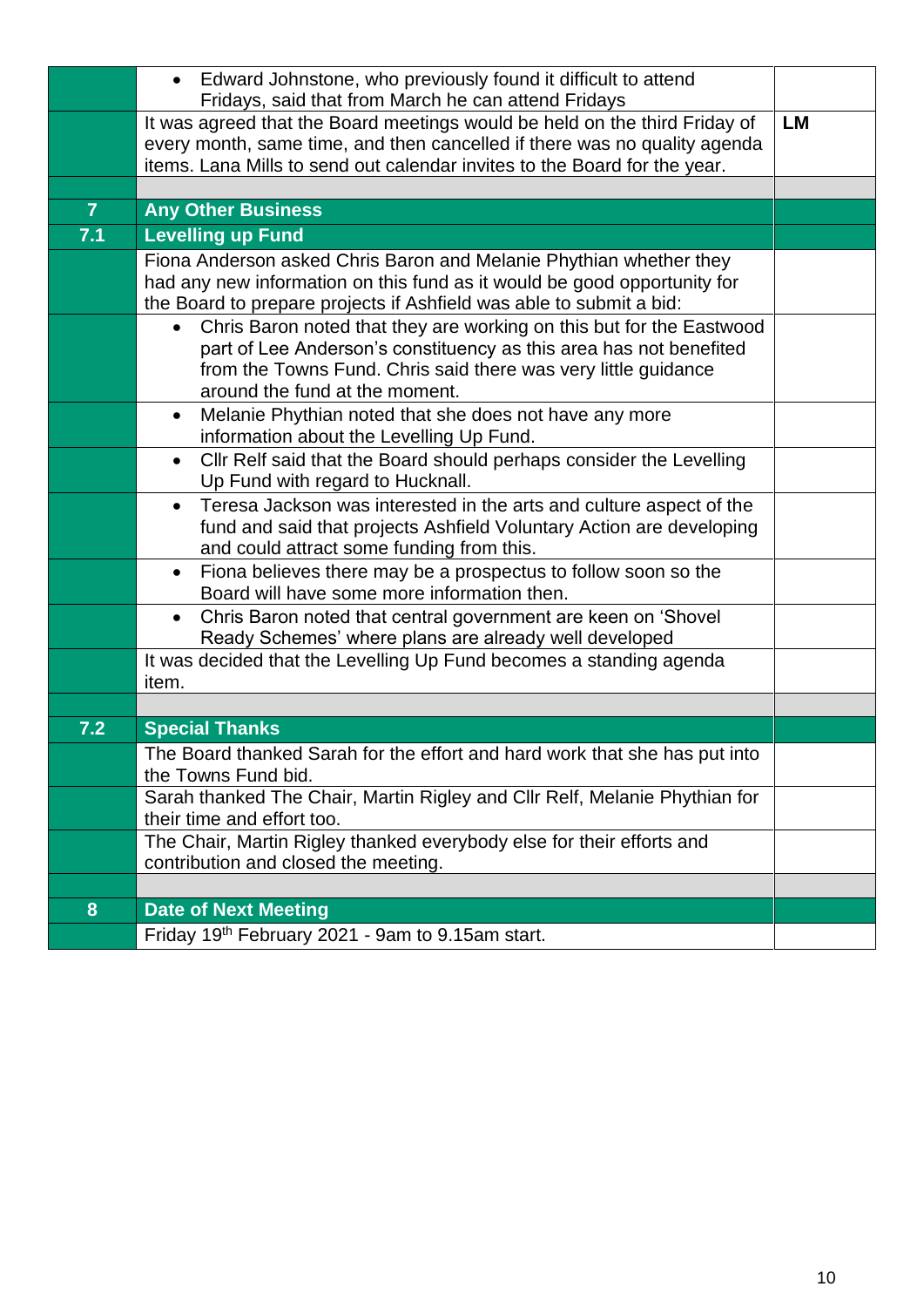| | | |
|---|---|---|
| | • Edward Johnstone, who previously found it difficult to attend Fridays, said that from March he can attend Fridays | |
| | It was agreed that the Board meetings would be held on the third Friday of every month, same time, and then cancelled if there was no quality agenda items. Lana Mills to send out calendar invites to the Board for the year. | **LM** |
| | | |
| **7** | **Any Other Business** | |
| **7.1** | **Levelling up Fund** | |
| | Fiona Anderson asked Chris Baron and Melanie Phythian whether they had any new information on this fund as it would be good opportunity for the Board to prepare projects if Ashfield was able to submit a bid: | |
| | • Chris Baron noted that they are working on this but for the Eastwood part of Lee Anderson's constituency as this area has not benefited from the Towns Fund. Chris said there was very little guidance around the fund at the moment. | |
| | • Melanie Phythian noted that she does not have any more information about the Levelling Up Fund. | |
| | • Cllr Relf said that the Board should perhaps consider the Levelling Up Fund with regard to Hucknall. | |
| | • Teresa Jackson was interested in the arts and culture aspect of the fund and said that projects Ashfield Voluntary Action are developing and could attract some funding from this. | |
| | • Fiona believes there may be a prospectus to follow soon so the Board will have some more information then. | |
| | • Chris Baron noted that central government are keen on 'Shovel Ready Schemes' where plans are already well developed | |
| | It was decided that the Levelling Up Fund becomes a standing agenda item. | |
| | | |
| **7.2** | **Special Thanks** | |
| | The Board thanked Sarah for the effort and hard work that she has put into the Towns Fund bid. | |
| | Sarah thanked The Chair, Martin Rigley and Cllr Relf, Melanie Phythian for their time and effort too. | |
| | The Chair, Martin Rigley thanked everybody else for their efforts and contribution and closed the meeting. | |
| | | |
| **8** | **Date of Next Meeting** | |
| | Friday 19th February 2021 - 9am to 9.15am start. | |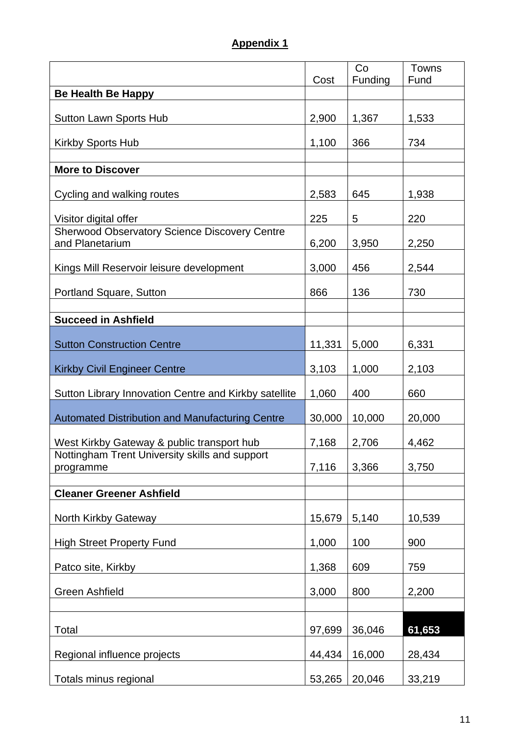# Appendix 1

| | Cost | Co Funding | Towns Fund |
|---|---|---|---|
| **Be Health Be Happy** | | | |
| Sutton Lawn Sports Hub | 2,900 | 1,367 | 1,533 |
| Kirkby Sports Hub | 1,100 | 366 | 734 |
| | | | |
| **More to Discover** | | | |
| Cycling and walking routes | 2,583 | 645 | 1,938 |
| Visitor digital offer | 225 | 5 | 220 |
| Sherwood Observatory Science Discovery Centre and Planetarium | 6,200 | 3,950 | 2,250 |
| Kings Mill Reservoir leisure development | 3,000 | 456 | 2,544 |
| Portland Square, Sutton | 866 | 136 | 730 |
| | | | |
| **Succeed in Ashfield** | | | |
| Sutton Construction Centre | 11,331 | 5,000 | 6,331 |
| Kirkby Civil Engineer Centre | 3,103 | 1,000 | 2,103 |
| Sutton Library Innovation Centre and Kirkby satellite | 1,060 | 400 | 660 |
| Automated Distribution and Manufacturing Centre | 30,000 | 10,000 | 20,000 |
| West Kirkby Gateway & public transport hub | 7,168 | 2,706 | 4,462 |
| Nottingham Trent University skills and support programme | 7,116 | 3,366 | 3,750 |
| | | | |
| **Cleaner Greener Ashfield** | | | |
| North Kirkby Gateway | 15,679 | 5,140 | 10,539 |
| High Street Property Fund | 1,000 | 100 | 900 |
| Patco site, Kirkby | 1,368 | 609 | 759 |
| Green Ashfield | 3,000 | 800 | 2,200 |
| | | | |
| Total | 97,699 | 36,046 | **61,653** |
| Regional influence projects | 44,434 | 16,000 | 28,434 |
| Totals minus regional | 53,265 | 20,046 | 33,219 |